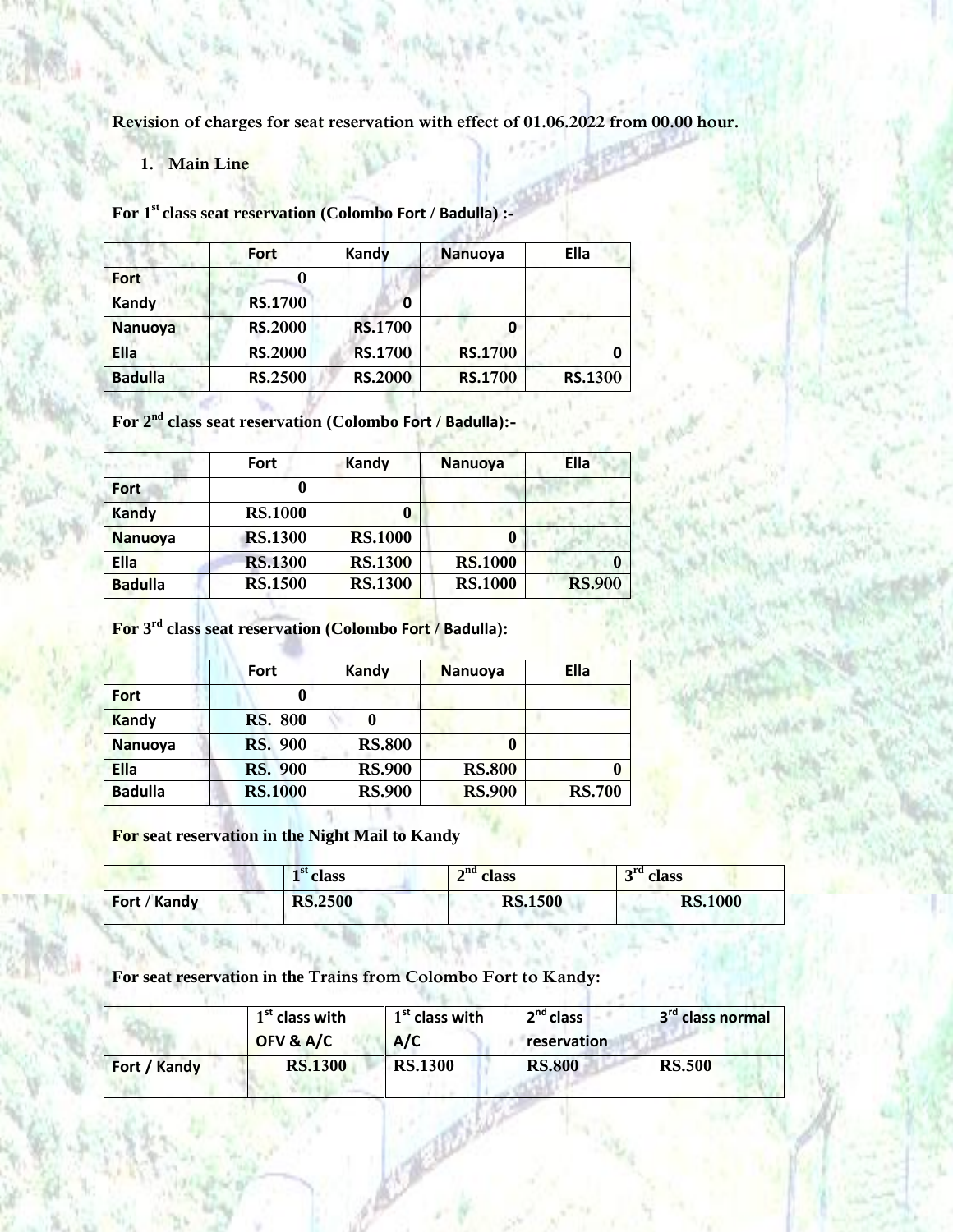Revision of charges for seat reservation with effect of 01.06.2022 from 00.00 hour.

1. **Main Line**

**For 1st class seat reservation (Colombo Fort / Badulla) :-**

| | Fort | Kandy | Nanuoya | Ella |
|---|---|---|---|---|
| **Fort** | 0 | | | |
| **Kandy** | RS.1700 | 0 | | |
| **Nanuoya** | RS.2000 | RS.1700 | 0 | |
| **Ella** | RS.2000 | RS.1700 | RS.1700 | 0 |
| **Badulla** | RS.2500 | RS.2000 | RS.1700 | RS.1300 |

**For 2nd class seat reservation (Colombo Fort / Badulla):-**

| | Fort | Kandy | Nanuoya | Ella |
|---|---|---|---|---|
| **Fort** | 0 | | | |
| **Kandy** | RS.1000 | 0 | | |
| **Nanuoya** | RS.1300 | RS.1000 | 0 | |
| **Ella** | RS.1300 | RS.1300 | RS.1000 | 0 |
| **Badulla** | RS.1500 | RS.1300 | RS.1000 | RS.900 |

**For 3rd class seat reservation (Colombo Fort / Badulla):**

| | Fort | Kandy | Nanuoya | Ella |
|---|---|---|---|---|
| **Fort** | 0 | | | |
| **Kandy** | RS. 800 | 0 | | |
| **Nanuoya** | RS. 900 | RS.800 | 0 | |
| **Ella** | RS. 900 | RS.900 | RS.800 | 0 |
| **Badulla** | RS.1000 | RS.900 | RS.900 | RS.700 |

**For seat reservation in the Night Mail to Kandy**

| | 1st class | 2nd class | 3rd class |
|---|---|---|---|
| **Fort / Kandy** | RS.2500 | RS.1500 | RS.1000 |

**For seat reservation in the Trains from Colombo Fort to Kandy:**

| | 1st class with OFV & A/C | 1st class with A/C | 2nd class reservation | 3rd class normal |
|---|---|---|---|---|
| **Fort / Kandy** | RS.1300 | RS.1300 | RS.800 | RS.500 |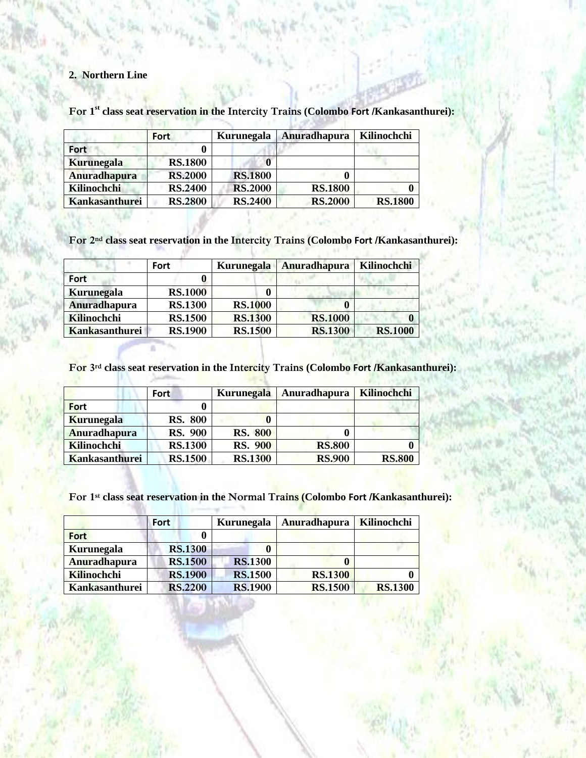**2. Northern Line**

**For 1st class seat reservation in the Intercity Trains (Colombo Fort /Kankasanthurei):**

| | Fort | Kurunegala | Anuradhapura | Kilinochchi |
|---|---|---|---|---|
| Fort | 0 | | | |
| Kurunegala | RS.1800 | 0 | | |
| Anuradhapura | RS.2000 | RS.1800 | 0 | |
| Kilinochchi | RS.2400 | RS.2000 | RS.1800 | 0 |
| Kankasanthurei | RS.2800 | RS.2400 | RS.2000 | RS.1800 |

**For 2nd class seat reservation in the Intercity Trains (Colombo Fort /Kankasanthurei):**

| | Fort | Kurunegala | Anuradhapura | Kilinochchi |
|---|---|---|---|---|
| Fort | 0 | | | |
| Kurunegala | RS.1000 | 0 | | |
| Anuradhapura | RS.1300 | RS.1000 | 0 | |
| Kilinochchi | RS.1500 | RS.1300 | RS.1000 | 0 |
| Kankasanthurei | RS.1900 | RS.1500 | RS.1300 | RS.1000 |

**For 3rd class seat reservation in the Intercity Trains (Colombo Fort /Kankasanthurei):**

| | Fort | Kurunegala | Anuradhapura | Kilinochchi |
|---|---|---|---|---|
| Fort | 0 | | | |
| Kurunegala | RS. 800 | 0 | | |
| Anuradhapura | RS. 900 | RS. 800 | 0 | |
| Kilinochchi | RS.1300 | RS. 900 | RS.800 | 0 |
| Kankasanthurei | RS.1500 | RS.1300 | RS.900 | RS.800 |

**For 1st class seat reservation in the Normal Trains (Colombo Fort /Kankasanthurei):**

| | Fort | Kurunegala | Anuradhapura | Kilinochchi |
|---|---|---|---|---|
| Fort | 0 | | | |
| Kurunegala | RS.1300 | 0 | | |
| Anuradhapura | RS.1500 | RS.1300 | 0 | |
| Kilinochchi | RS.1900 | RS.1500 | RS.1300 | 0 |
| Kankasanthurei | RS.2200 | RS.1900 | RS.1500 | RS.1300 |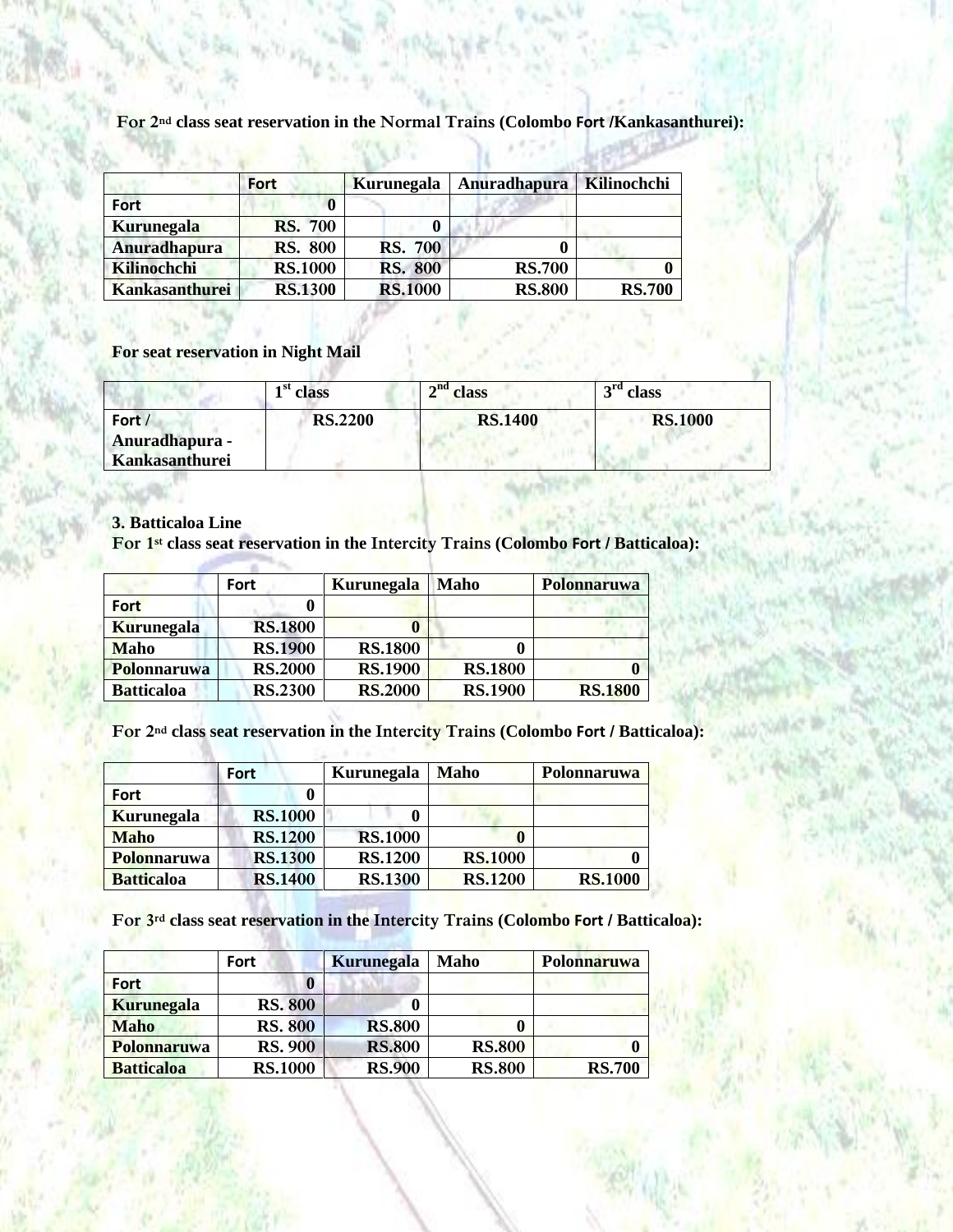**For 2nd class seat reservation in the Normal Trains (Colombo Fort /Kankasanthurei):**

| | Fort | Kurunegala | Anuradhapura | Kilinochchi |
|---|---|---|---|---|
| Fort | 0 | | | |
| Kurunegala | RS. 700 | 0 | | |
| Anuradhapura | RS. 800 | RS. 700 | 0 | |
| Kilinochchi | RS.1000 | RS. 800 | RS.700 | 0 |
| Kankasanthurei | RS.1300 | RS.1000 | RS.800 | RS.700 |

**For seat reservation in Night Mail**

| | 1st class | 2nd class | 3rd class |
|---|---|---|---|
| Fort / Anuradhapura - Kankasanthurei | RS.2200 | RS.1400 | RS.1000 |

**3. Batticaloa Line**

**For 1st class seat reservation in the Intercity Trains (Colombo Fort / Batticaloa):**

| | Fort | Kurunegala | Maho | Polonnaruwa |
|---|---|---|---|---|
| Fort | 0 | | | |
| Kurunegala | RS.1800 | 0 | | |
| Maho | RS.1900 | RS.1800 | 0 | |
| Polonnaruwa | RS.2000 | RS.1900 | RS.1800 | 0 |
| Batticaloa | RS.2300 | RS.2000 | RS.1900 | RS.1800 |

**For 2nd class seat reservation in the Intercity Trains (Colombo Fort / Batticaloa):**

| | Fort | Kurunegala | Maho | Polonnaruwa |
|---|---|---|---|---|
| Fort | 0 | | | |
| Kurunegala | RS.1000 | 0 | | |
| Maho | RS.1200 | RS.1000 | 0 | |
| Polonnaruwa | RS.1300 | RS.1200 | RS.1000 | 0 |
| Batticaloa | RS.1400 | RS.1300 | RS.1200 | RS.1000 |

**For 3rd class seat reservation in the Intercity Trains (Colombo Fort / Batticaloa):**

| | Fort | Kurunegala | Maho | Polonnaruwa |
|---|---|---|---|---|
| Fort | 0 | | | |
| Kurunegala | RS. 800 | 0 | | |
| Maho | RS. 800 | RS.800 | 0 | |
| Polonnaruwa | RS. 900 | RS.800 | RS.800 | 0 |
| Batticaloa | RS.1000 | RS.900 | RS.800 | RS.700 |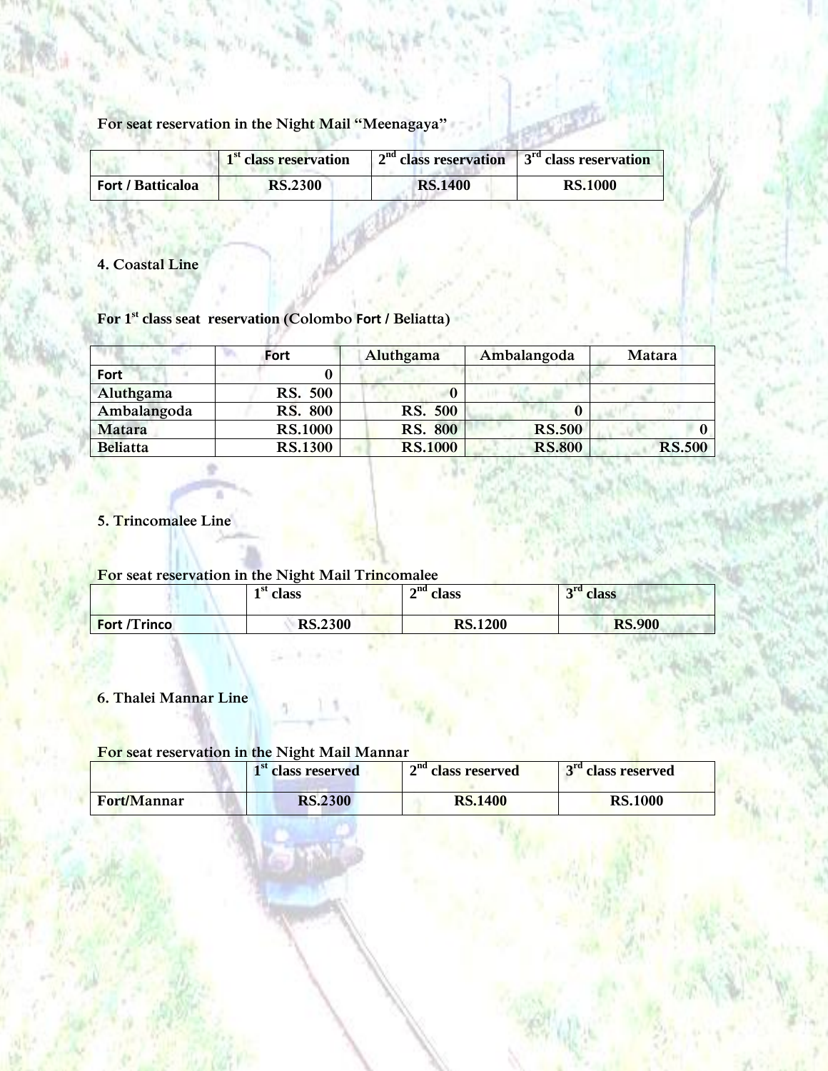For seat reservation in the Night Mail "Meenagaya"

| | 1st class reservation | 2nd class reservation | 3rd class reservation |
|---|---|---|---|
| **Fort / Batticaloa** | **RS.2300** | **RS.1400** | **RS.1000** |

## 4. Coastal Line

**For 1st class seat reservation (Colombo Fort / Beliatta)**

| | Fort | Aluthgama | Ambalangoda | Matara |
|---|---|---|---|---|
| **Fort** | **0** | | | |
| **Aluthgama** | **RS. 500** | **0** | | |
| **Ambalangoda** | **RS. 800** | **RS. 500** | **0** | |
| **Matara** | **RS.1000** | **RS. 800** | **RS.500** | **0** |
| **Beliatta** | **RS.1300** | **RS.1000** | **RS.800** | **RS.500** |

## 5. Trincomalee Line

For seat reservation in the Night Mail Trincomalee

| | 1st class | 2nd class | 3rd class |
|---|---|---|---|
| **Fort /Trinco** | **RS.2300** | **RS.1200** | **RS.900** |

## 6. Thalei Mannar Line

For seat reservation in the Night Mail Mannar

| | 1st class reserved | 2nd class reserved | 3rd class reserved |
|---|---|---|---|
| **Fort/Mannar** | **RS.2300** | **RS.1400** | **RS.1000** |